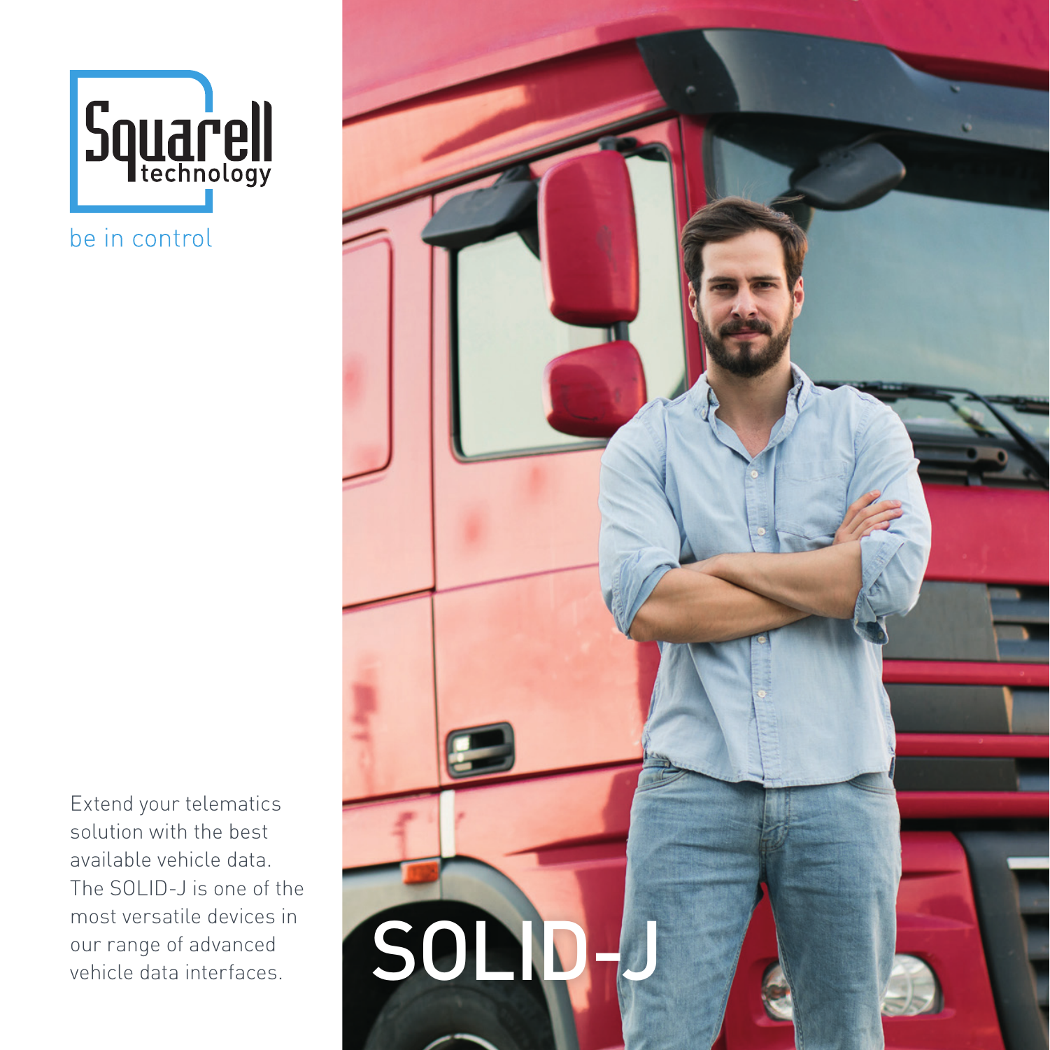Squarell technology

be in control

# SOLID-J

Extend your telematics solution with the best available vehicle data. The SOLID-J is one of the most versatile devices in our range of advanced vehicle data interfaces.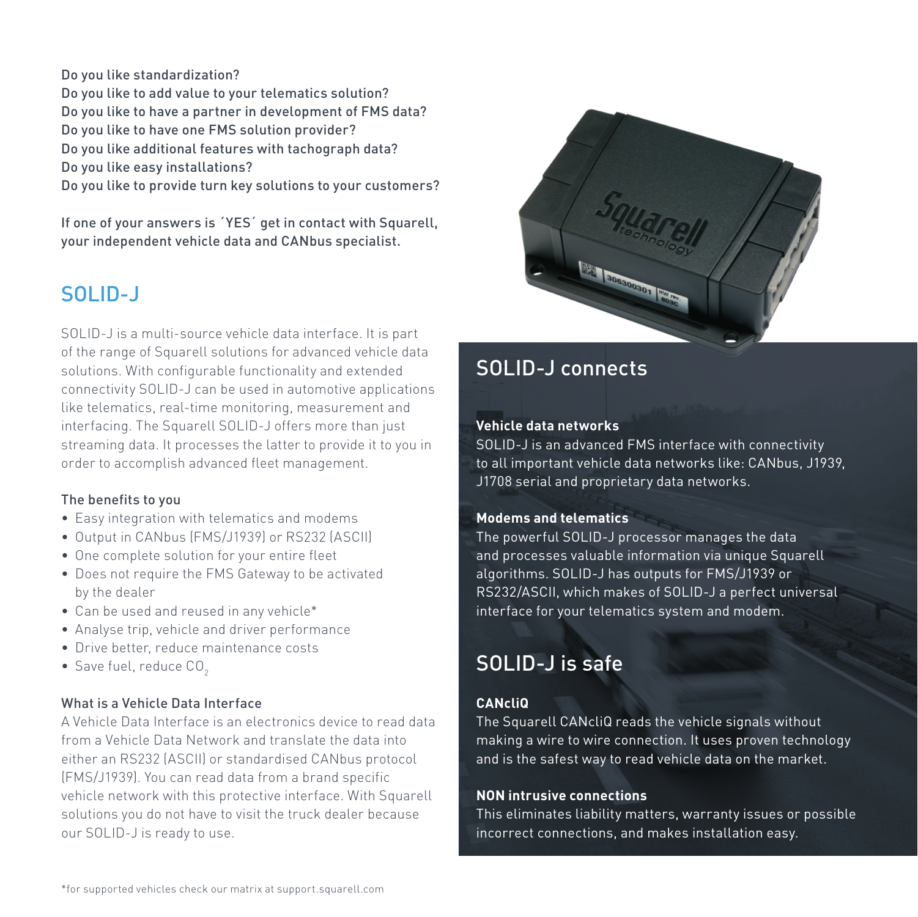Do you like standardization?
Do you like to add value to your telematics solution?
Do you like to have a partner in development of FMS data?
Do you like to have one FMS solution provider?
Do you like additional features with tachograph data?
Do you like easy installations?
Do you like to provide turn key solutions to your customers?

If one of your answers is ´YES´ get in contact with Squarell, your independent vehicle data and CANbus specialist.

## SOLID-J

SOLID-J is a multi-source vehicle data interface. It is part of the range of Squarell solutions for advanced vehicle data solutions. With configurable functionality and extended connectivity SOLID-J can be used in automotive applications like telematics, real-time monitoring, measurement and interfacing. The Squarell SOLID-J offers more than just streaming data. It processes the latter to provide it to you in order to accomplish advanced fleet management.

### The benefits to you

- Easy integration with telematics and modems
- Output in CANbus (FMS/J1939) or RS232 (ASCII)
- One complete solution for your entire fleet
- Does not require the FMS Gateway to be activated by the dealer
- Can be used and reused in any vehicle*
- Analyse trip, vehicle and driver performance
- Drive better, reduce maintenance costs
- Save fuel, reduce $CO_2$

### What is a Vehicle Data Interface

A Vehicle Data Interface is an electronics device to read data from a Vehicle Data Network and translate the data into either an RS232 (ASCII) or standardised CANbus protocol (FMS/J1939). You can read data from a brand specific vehicle network with this protective interface. With Squarell solutions you do not have to visit the truck dealer because our SOLID-J is ready to use.

## SOLID-J connects

**Vehicle data networks**
SOLID-J is an advanced FMS interface with connectivity to all important vehicle data networks like: CANbus, J1939, J1708 serial and proprietary data networks.

**Modems and telematics**
The powerful SOLID-J processor manages the data and processes valuable information via unique Squarell algorithms. SOLID-J has outputs for FMS/J1939 or RS232/ASCII, which makes of SOLID-J a perfect universal interface for your telematics system and modem.

## SOLID-J is safe

**CANcliQ**
The Squarell CANcliQ reads the vehicle signals without making a wire to wire connection. It uses proven technology and is the safest way to read vehicle data on the market.

**NON intrusive connections**
This eliminates liability matters, warranty issues or possible incorrect connections, and makes installation easy.

*for supported vehicles check our matrix at support.squarell.com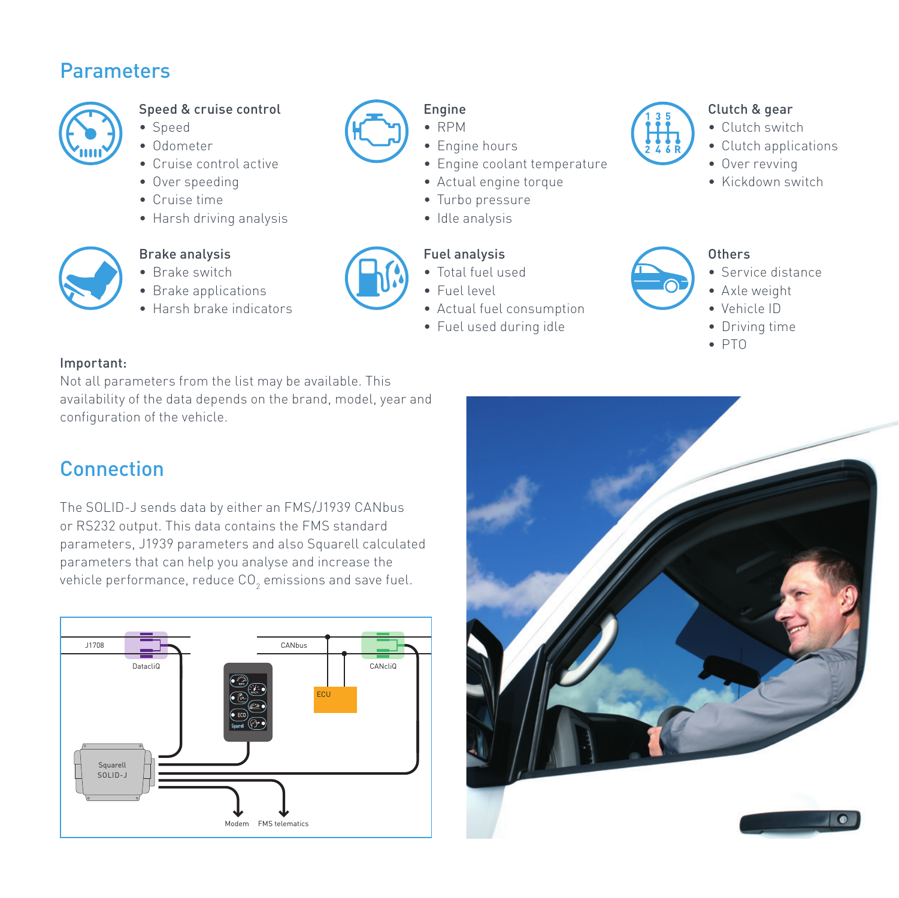## Parameters

### Speed & cruise control
- Speed
- Odometer
- Cruise control active
- Over speeding
- Cruise time
- Harsh driving analysis

### Engine
- RPM
- Engine hours
- Engine coolant temperature
- Actual engine torque
- Turbo pressure
- Idle analysis

### Clutch & gear
- Clutch switch
- Clutch applications
- Over revving
- Kickdown switch

### Brake analysis
- Brake switch
- Brake applications
- Harsh brake indicators

### Fuel analysis
- Total fuel used
- Fuel level
- Actual fuel consumption
- Fuel used during idle

### Others
- Service distance
- Axle weight
- Vehicle ID
- Driving time
- PTO

**Important:**
Not all parameters from the list may be available. This availability of the data depends on the brand, model, year and configuration of the vehicle.

## Connection

The SOLID-J sends data by either an FMS/J1939 CANbus or RS232 output. This data contains the FMS standard parameters, J1939 parameters and also Squarell calculated parameters that can help you analyse and increase the vehicle performance, reduce $CO_2$ emissions and save fuel.

J1708 DatacliQ CANbus CANcliQ ECU Squarell SOLID-J Modem FMS telematics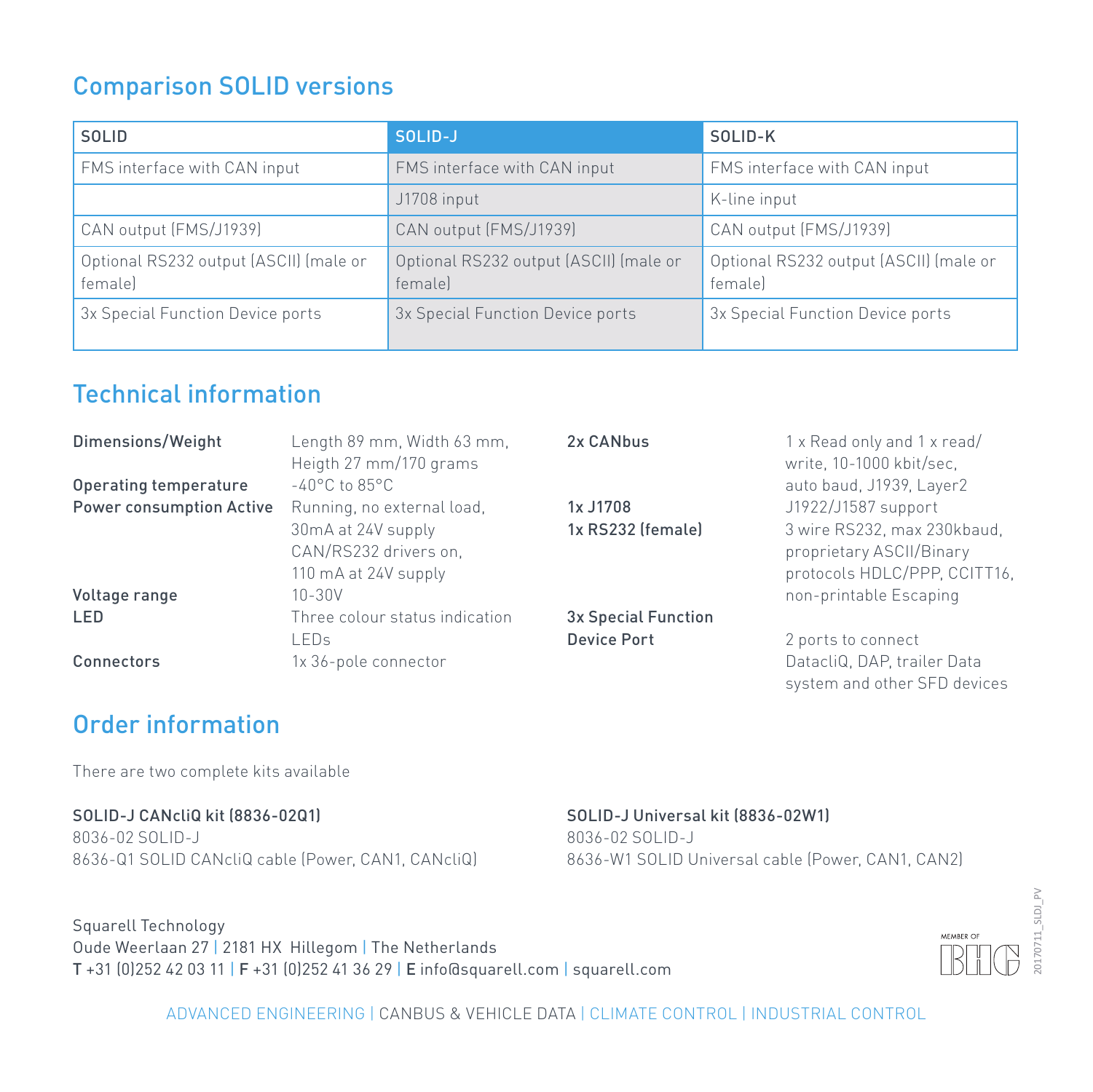## Comparison SOLID versions

| SOLID | SOLID-J | SOLID-K |
|---|---|---|
| FMS interface with CAN input | FMS interface with CAN input | FMS interface with CAN input |
| | J1708 input | K-line input |
| CAN output (FMS/J1939) | CAN output (FMS/J1939) | CAN output (FMS/J1939) |
| Optional RS232 output (ASCII) (male or female) | Optional RS232 output (ASCII) (male or female) | Optional RS232 output (ASCII) (male or female) |
| 3x Special Function Device ports | 3x Special Function Device ports | 3x Special Function Device ports |

## Technical information

| | |
|---|---|
| **Dimensions/Weight** | Length 89 mm, Width 63 mm, Heigth 27 mm/170 grams |
| **Operating temperature** | -40°C to 85°C |
| **Power consumption Active** | Running, no external load, 30mA at 24V supply<br>CAN/RS232 drivers on, 110 mA at 24V supply |
| **Voltage range** | 10-30V |
| **LED** | Three colour status indication LEDs |
| **Connectors** | 1x 36-pole connector |
| **2x CANbus** | 1 x Read only and 1 x read/write, 10-1000 kbit/sec, auto baud, J1939, Layer2 |
| **1x J1708** | J1922/J1587 support |
| **1x RS232 (female)** | 3 wire RS232, max 230kbaud, proprietary ASCII/Binary protocols HDLC/PPP, CCITT16, non-printable Escaping |
| **3x Special Function Device Port** | 2 ports to connect DatacliQ, DAP, trailer Data system and other SFD devices |

## Order information

There are two complete kits available

**SOLID-J CANcliQ kit (8836-02Q1)**
8036-02 SOLID-J
8636-Q1 SOLID CANcliQ cable (Power, CAN1, CANcliQ)

**SOLID-J Universal kit (8836-02W1)**
8036-02 SOLID-J
8636-W1 SOLID Universal cable (Power, CAN1, CAN2)

Squarell Technology
Oude Weerlaan 27 | 2181 HX Hillegom | The Netherlands
**T** +31 (0)252 42 03 11 | **F** +31 (0)252 41 36 29 | **E** info@squarell.com | squarell.com

MEMBER OF BHG

20170711_SLDJ_PV

ADVANCED ENGINEERING | CANBUS & VEHICLE DATA | CLIMATE CONTROL | INDUSTRIAL CONTROL